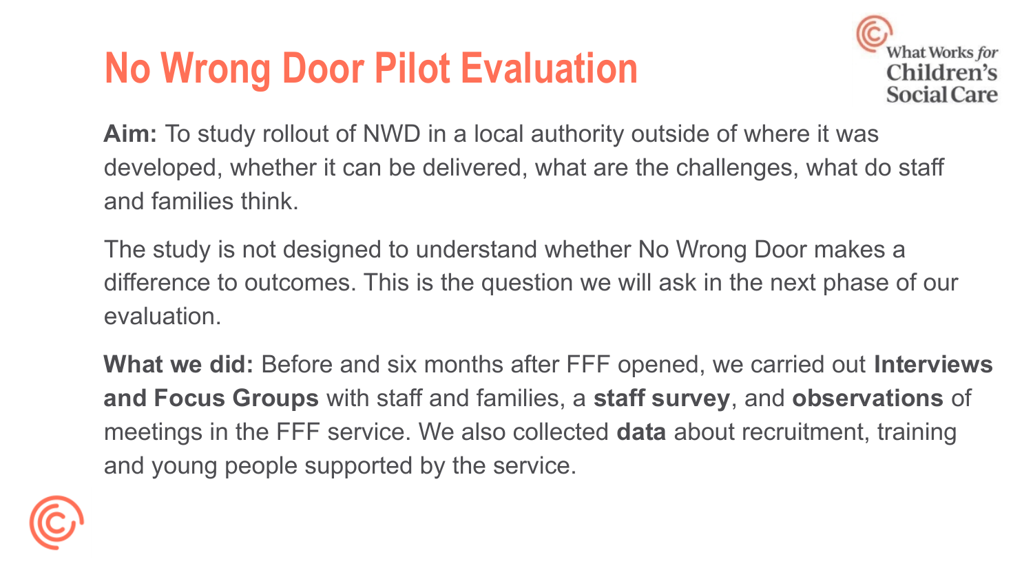# No Wrong Door Pilot Evaluation

**Aim:** To study rollout of NWD in a local authority outside of where it was developed, whether it can be delivered, what are the challenges, what do staff and families think.

The study is not designed to understand whether No Wrong Door makes a difference to outcomes. This is the question we will ask in the next phase of our evaluation.

**What we did:** Before and six months after FFF opened, we carried out **Interviews and Focus Groups** with staff and families, a **staff survey**, and **observations** of meetings in the FFF service. We also collected **data** about recruitment, training and young people supported by the service.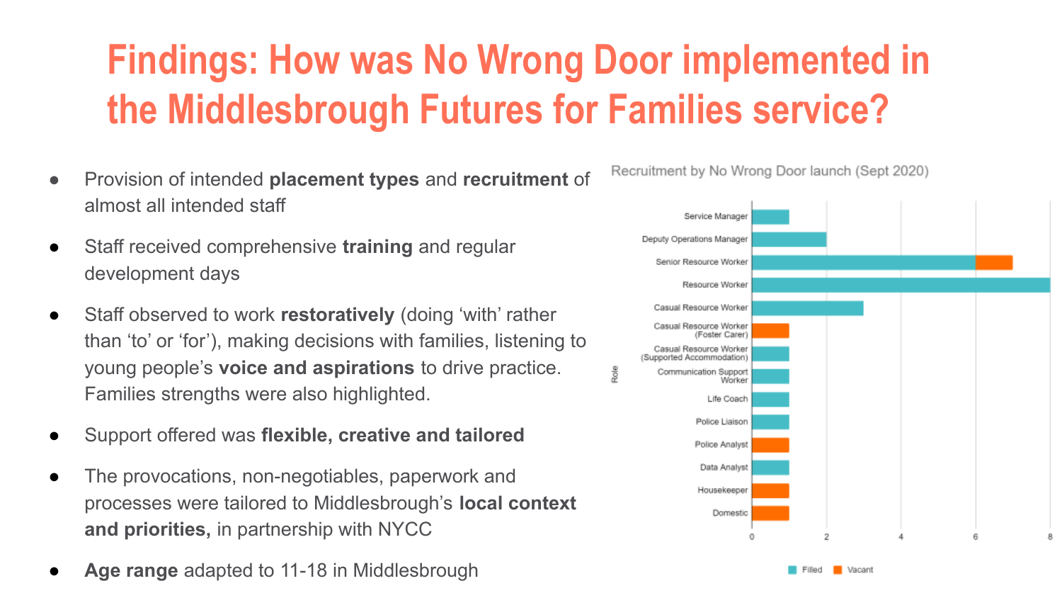# Findings: How was No Wrong Door implemented in the Middlesbrough Futures for Families service?

- Provision of intended **placement types** and **recruitment** of almost all intended staff
- Staff received comprehensive **training** and regular development days
- Staff observed to work **restoratively** (doing 'with' rather than 'to' or 'for'), making decisions with families, listening to young people's **voice and aspirations** to drive practice. Families strengths were also highlighted.
- Support offered was **flexible, creative and tailored**
- The provocations, non-negotiables, paperwork and processes were tailored to Middlesbrough's **local context and priorities,** in partnership with NYCC
- **Age range** adapted to 11-18 in Middlesbrough

Recruitment by No Wrong Door launch (Sept 2020)

| Role | Filled | Vacant |
|---|---|---|
| Service Manager | 1 | 0 |
| Deputy Operations Manager | 2 | 0 |
| Senior Resource Worker | 6 | 1 |
| Resource Worker | 8 | 0 |
| Casual Resource Worker | 3 | 0 |
| Casual Resource Worker (Foster Carer) | 0 | 1 |
| Casual Resource Worker (Supported Accommodation) | 1 | 0 |
| Communication Support Worker | 1 | 0 |
| Life Coach | 1 | 0 |
| Police Liaison | 1 | 0 |
| Police Analyst | 0 | 1 |
| Data Analyst | 1 | 0 |
| Housekeeper | 0 | 1 |
| Domestic | 0 | 1 |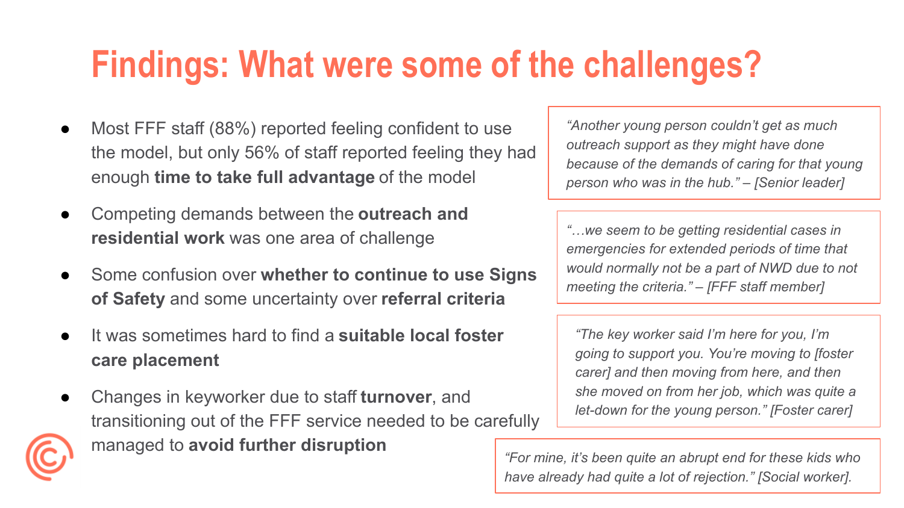# Findings: What were some of the challenges?

- Most FFF staff (88%) reported feeling confident to use the model, but only 56% of staff reported feeling they had enough **time to take full advantage** of the model
- Competing demands between the **outreach and residential work** was one area of challenge
- Some confusion over **whether to continue to use Signs of Safety** and some uncertainty over **referral criteria**
- It was sometimes hard to find a **suitable local foster care placement**
- Changes in keyworker due to staff **turnover**, and transitioning out of the FFF service needed to be carefully managed to **avoid further disruption**

*"Another young person couldn't get as much outreach support as they might have done because of the demands of caring for that young person who was in the hub." – [Senior leader]*

*"…we seem to be getting residential cases in emergencies for extended periods of time that would normally not be a part of NWD due to not meeting the criteria." – [FFF staff member]*

*"The key worker said I'm here for you, I'm going to support you. You're moving to [foster carer] and then moving from here, and then she moved on from her job, which was quite a let-down for the young person." [Foster carer]*

*"For mine, it's been quite an abrupt end for these kids who have already had quite a lot of rejection." [Social worker].*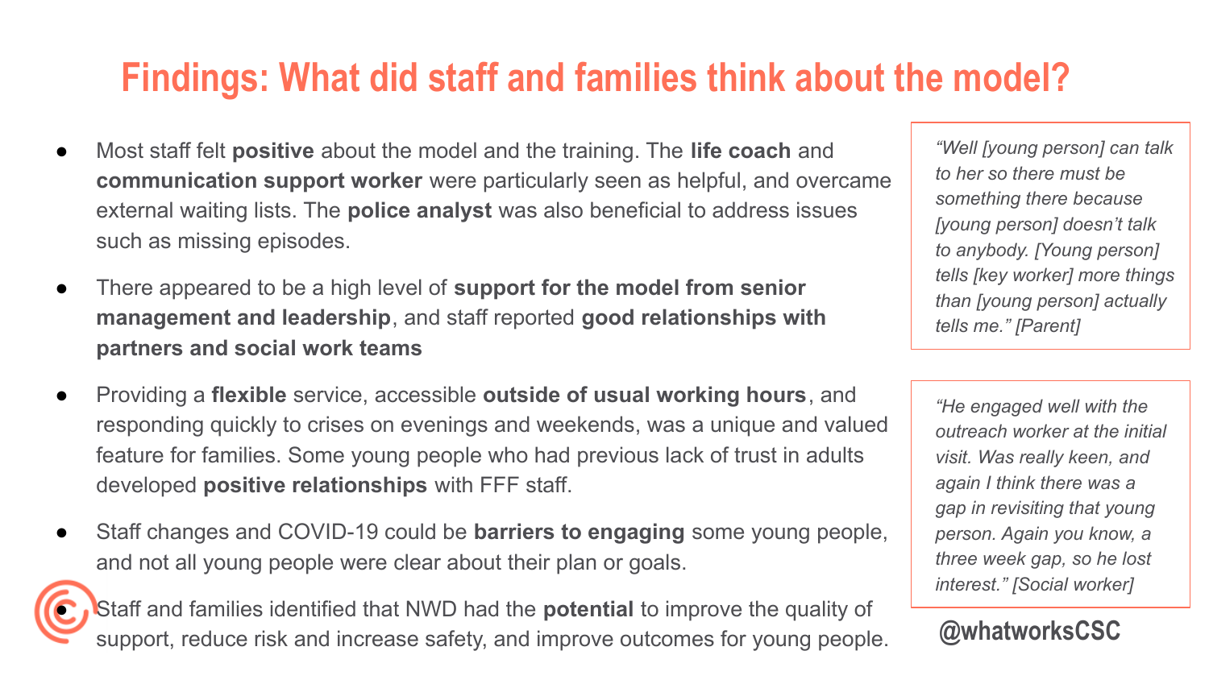# Findings: What did staff and families think about the model?

- Most staff felt **positive** about the model and the training. The **life coach** and **communication support worker** were particularly seen as helpful, and overcame external waiting lists. The **police analyst** was also beneficial to address issues such as missing episodes.
- There appeared to be a high level of **support for the model from senior management and leadership**, and staff reported **good relationships with partners and social work teams**
- Providing a **flexible** service, accessible **outside of usual working hours**, and responding quickly to crises on evenings and weekends, was a unique and valued feature for families. Some young people who had previous lack of trust in adults developed **positive relationships** with FFF staff.
- Staff changes and COVID-19 could be **barriers to engaging** some young people, and not all young people were clear about their plan or goals.
- Staff and families identified that NWD had the **potential** to improve the quality of support, reduce risk and increase safety, and improve outcomes for young people.

> *"Well [young person] can talk to her so there must be something there because [young person] doesn't talk to anybody. [Young person] tells [key worker] more things than [young person] actually tells me." [Parent]*

> *"He engaged well with the outreach worker at the initial visit. Was really keen, and again I think there was a gap in revisiting that young person. Again you know, a three week gap, so he lost interest." [Social worker]*

**@whatworksCSC**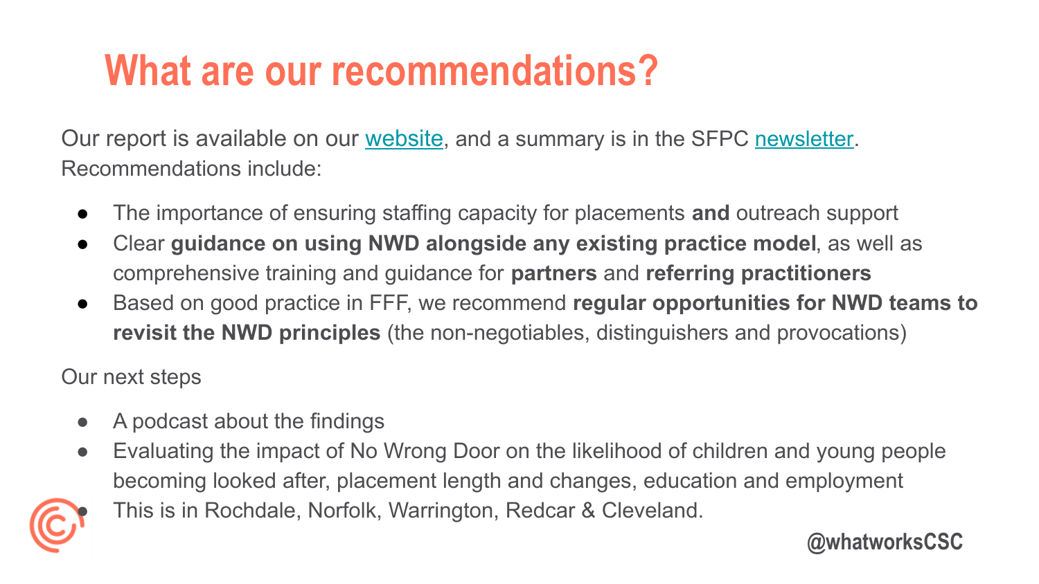# What are our recommendations?

Our report is available on our website, and a summary is in the SFPC newsletter. Recommendations include:

- The importance of ensuring staffing capacity for placements **and** outreach support
- Clear **guidance on using NWD alongside any existing practice model**, as well as comprehensive training and guidance for **partners** and **referring practitioners**
- Based on good practice in FFF, we recommend **regular opportunities for NWD teams to revisit the NWD principles** (the non-negotiables, distinguishers and provocations)

Our next steps

- A podcast about the findings
- Evaluating the impact of No Wrong Door on the likelihood of children and young people becoming looked after, placement length and changes, education and employment
- This is in Rochdale, Norfolk, Warrington, Redcar & Cleveland.

@whatworksCSC